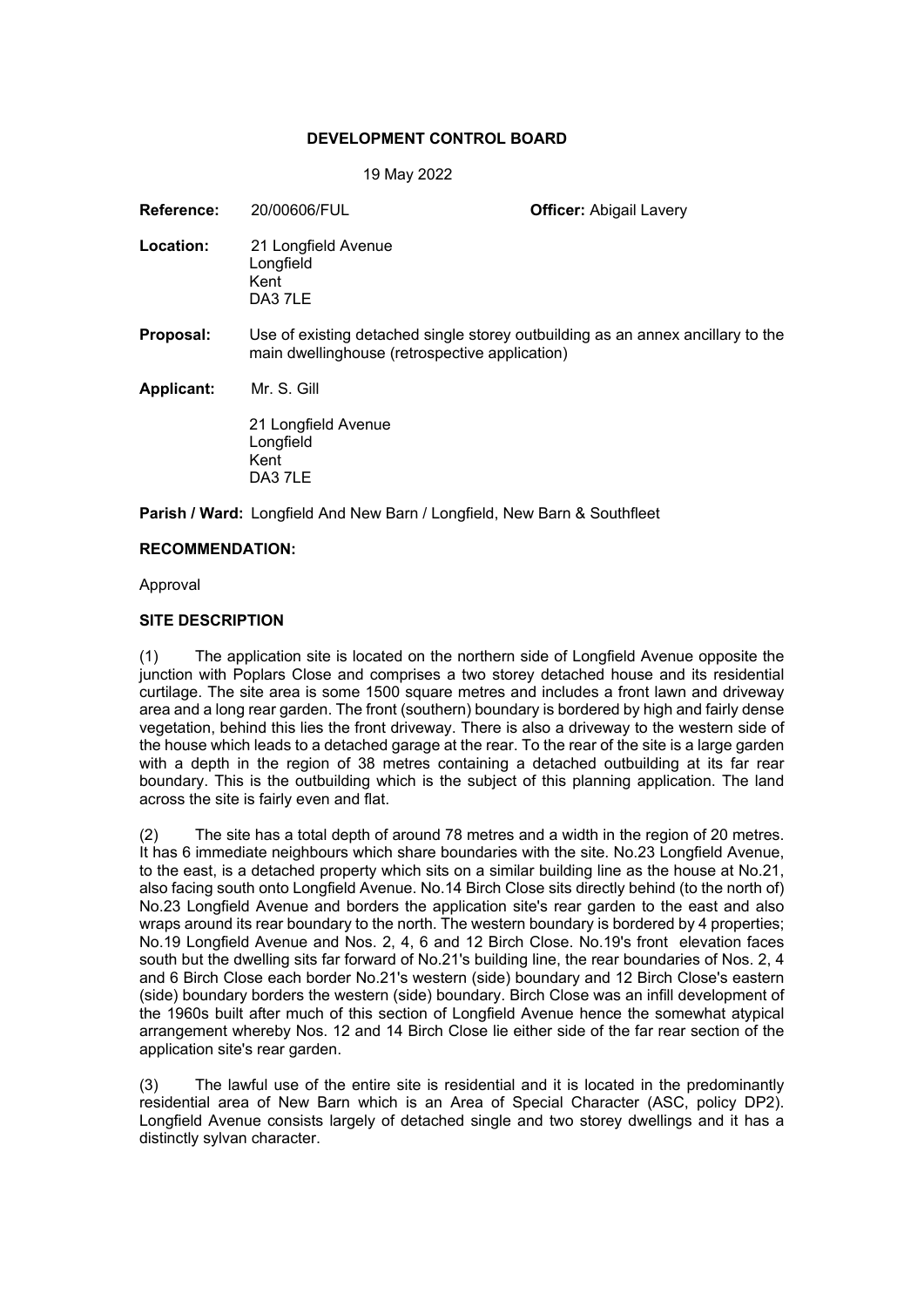**DEVELOPMENT CONTROL BOARD**

19 May 2022

**Reference:** 20/00606/FUL **Officer:** Abigail Lavery

**Location:** 21 Longfield Avenue
Longfield
Kent
DA3 7LE

**Proposal:** Use of existing detached single storey outbuilding as an annex ancillary to the main dwellinghouse (retrospective application)

**Applicant:** Mr. S. Gill

21 Longfield Avenue
Longfield
Kent
DA3 7LE

**Parish / Ward:** Longfield And New Barn / Longfield, New Barn & Southfleet

**RECOMMENDATION:**

Approval

**SITE DESCRIPTION**

(1) The application site is located on the northern side of Longfield Avenue opposite the junction with Poplars Close and comprises a two storey detached house and its residential curtilage. The site area is some 1500 square metres and includes a front lawn and driveway area and a long rear garden. The front (southern) boundary is bordered by high and fairly dense vegetation, behind this lies the front driveway. There is also a driveway to the western side of the house which leads to a detached garage at the rear. To the rear of the site is a large garden with a depth in the region of 38 metres containing a detached outbuilding at its far rear boundary. This is the outbuilding which is the subject of this planning application. The land across the site is fairly even and flat.

(2) The site has a total depth of around 78 metres and a width in the region of 20 metres. It has 6 immediate neighbours which share boundaries with the site. No.23 Longfield Avenue, to the east, is a detached property which sits on a similar building line as the house at No.21, also facing south onto Longfield Avenue. No.14 Birch Close sits directly behind (to the north of) No.23 Longfield Avenue and borders the application site's rear garden to the east and also wraps around its rear boundary to the north. The western boundary is bordered by 4 properties; No.19 Longfield Avenue and Nos. 2, 4, 6 and 12 Birch Close. No.19's front elevation faces south but the dwelling sits far forward of No.21's building line, the rear boundaries of Nos. 2, 4 and 6 Birch Close each border No.21's western (side) boundary and 12 Birch Close's eastern (side) boundary borders the western (side) boundary. Birch Close was an infill development of the 1960s built after much of this section of Longfield Avenue hence the somewhat atypical arrangement whereby Nos. 12 and 14 Birch Close lie either side of the far rear section of the application site's rear garden.

(3) The lawful use of the entire site is residential and it is located in the predominantly residential area of New Barn which is an Area of Special Character (ASC, policy DP2). Longfield Avenue consists largely of detached single and two storey dwellings and it has a distinctly sylvan character.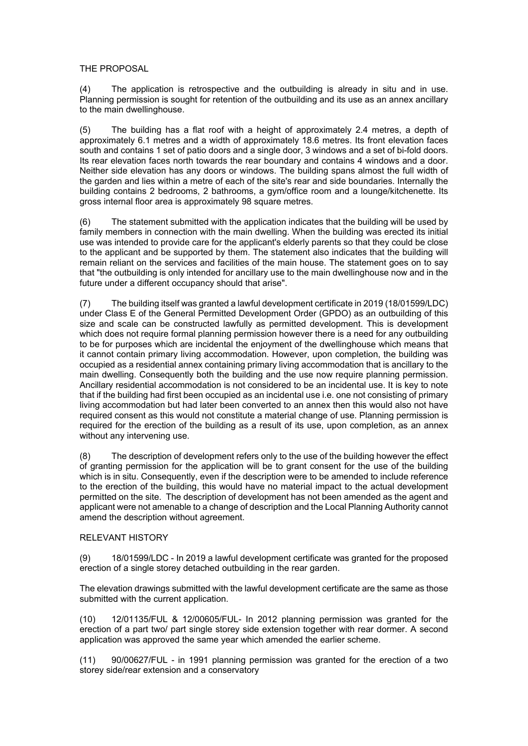## THE PROPOSAL

(4) The application is retrospective and the outbuilding is already in situ and in use. Planning permission is sought for retention of the outbuilding and its use as an annex ancillary to the main dwellinghouse.

(5) The building has a flat roof with a height of approximately 2.4 metres, a depth of approximately 6.1 metres and a width of approximately 18.6 metres. Its front elevation faces south and contains 1 set of patio doors and a single door, 3 windows and a set of bi-fold doors. Its rear elevation faces north towards the rear boundary and contains 4 windows and a door. Neither side elevation has any doors or windows. The building spans almost the full width of the garden and lies within a metre of each of the site's rear and side boundaries. Internally the building contains 2 bedrooms, 2 bathrooms, a gym/office room and a lounge/kitchenette. Its gross internal floor area is approximately 98 square metres.

(6) The statement submitted with the application indicates that the building will be used by family members in connection with the main dwelling. When the building was erected its initial use was intended to provide care for the applicant's elderly parents so that they could be close to the applicant and be supported by them. The statement also indicates that the building will remain reliant on the services and facilities of the main house. The statement goes on to say that "the outbuilding is only intended for ancillary use to the main dwellinghouse now and in the future under a different occupancy should that arise".

(7) The building itself was granted a lawful development certificate in 2019 (18/01599/LDC) under Class E of the General Permitted Development Order (GPDO) as an outbuilding of this size and scale can be constructed lawfully as permitted development. This is development which does not require formal planning permission however there is a need for any outbuilding to be for purposes which are incidental the enjoyment of the dwellinghouse which means that it cannot contain primary living accommodation. However, upon completion, the building was occupied as a residential annex containing primary living accommodation that is ancillary to the main dwelling. Consequently both the building and the use now require planning permission. Ancillary residential accommodation is not considered to be an incidental use. It is key to note that if the building had first been occupied as an incidental use i.e. one not consisting of primary living accommodation but had later been converted to an annex then this would also not have required consent as this would not constitute a material change of use. Planning permission is required for the erection of the building as a result of its use, upon completion, as an annex without any intervening use.

(8) The description of development refers only to the use of the building however the effect of granting permission for the application will be to grant consent for the use of the building which is in situ. Consequently, even if the description were to be amended to include reference to the erection of the building, this would have no material impact to the actual development permitted on the site. The description of development has not been amended as the agent and applicant were not amenable to a change of description and the Local Planning Authority cannot amend the description without agreement.

## RELEVANT HISTORY

(9) 18/01599/LDC - In 2019 a lawful development certificate was granted for the proposed erection of a single storey detached outbuilding in the rear garden.

The elevation drawings submitted with the lawful development certificate are the same as those submitted with the current application.

(10) 12/01135/FUL & 12/00605/FUL- In 2012 planning permission was granted for the erection of a part two/ part single storey side extension together with rear dormer. A second application was approved the same year which amended the earlier scheme.

(11) 90/00627/FUL - in 1991 planning permission was granted for the erection of a two storey side/rear extension and a conservatory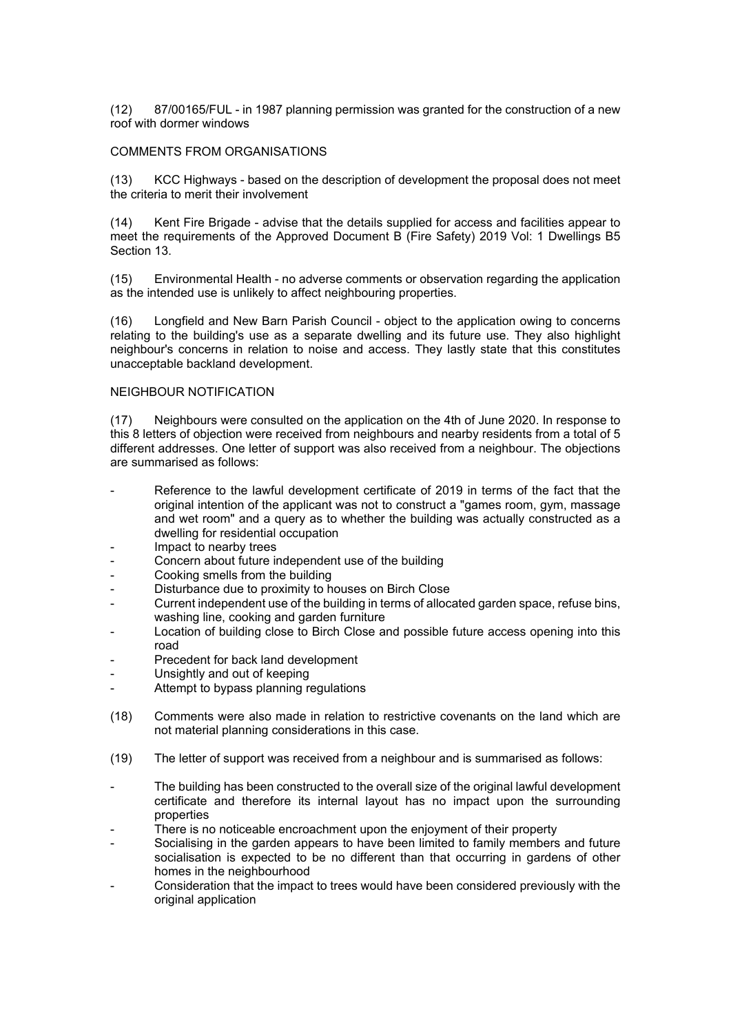(12) 87/00165/FUL - in 1987 planning permission was granted for the construction of a new roof with dormer windows

COMMENTS FROM ORGANISATIONS

(13) KCC Highways - based on the description of development the proposal does not meet the criteria to merit their involvement

(14) Kent Fire Brigade - advise that the details supplied for access and facilities appear to meet the requirements of the Approved Document B (Fire Safety) 2019 Vol: 1 Dwellings B5 Section 13.

(15) Environmental Health - no adverse comments or observation regarding the application as the intended use is unlikely to affect neighbouring properties.

(16) Longfield and New Barn Parish Council - object to the application owing to concerns relating to the building's use as a separate dwelling and its future use. They also highlight neighbour's concerns in relation to noise and access. They lastly state that this constitutes unacceptable backland development.

NEIGHBOUR NOTIFICATION

(17) Neighbours were consulted on the application on the 4th of June 2020. In response to this 8 letters of objection were received from neighbours and nearby residents from a total of 5 different addresses. One letter of support was also received from a neighbour. The objections are summarised as follows:

- Reference to the lawful development certificate of 2019 in terms of the fact that the original intention of the applicant was not to construct a "games room, gym, massage and wet room" and a query as to whether the building was actually constructed as a dwelling for residential occupation
- Impact to nearby trees
- Concern about future independent use of the building
- Cooking smells from the building
- Disturbance due to proximity to houses on Birch Close
- Current independent use of the building in terms of allocated garden space, refuse bins, washing line, cooking and garden furniture
- Location of building close to Birch Close and possible future access opening into this road
- Precedent for back land development
- Unsightly and out of keeping
- Attempt to bypass planning regulations

(18) Comments were also made in relation to restrictive covenants on the land which are not material planning considerations in this case.

(19) The letter of support was received from a neighbour and is summarised as follows:

- The building has been constructed to the overall size of the original lawful development certificate and therefore its internal layout has no impact upon the surrounding properties
- There is no noticeable encroachment upon the enjoyment of their property
- Socialising in the garden appears to have been limited to family members and future socialisation is expected to be no different than that occurring in gardens of other homes in the neighbourhood
- Consideration that the impact to trees would have been considered previously with the original application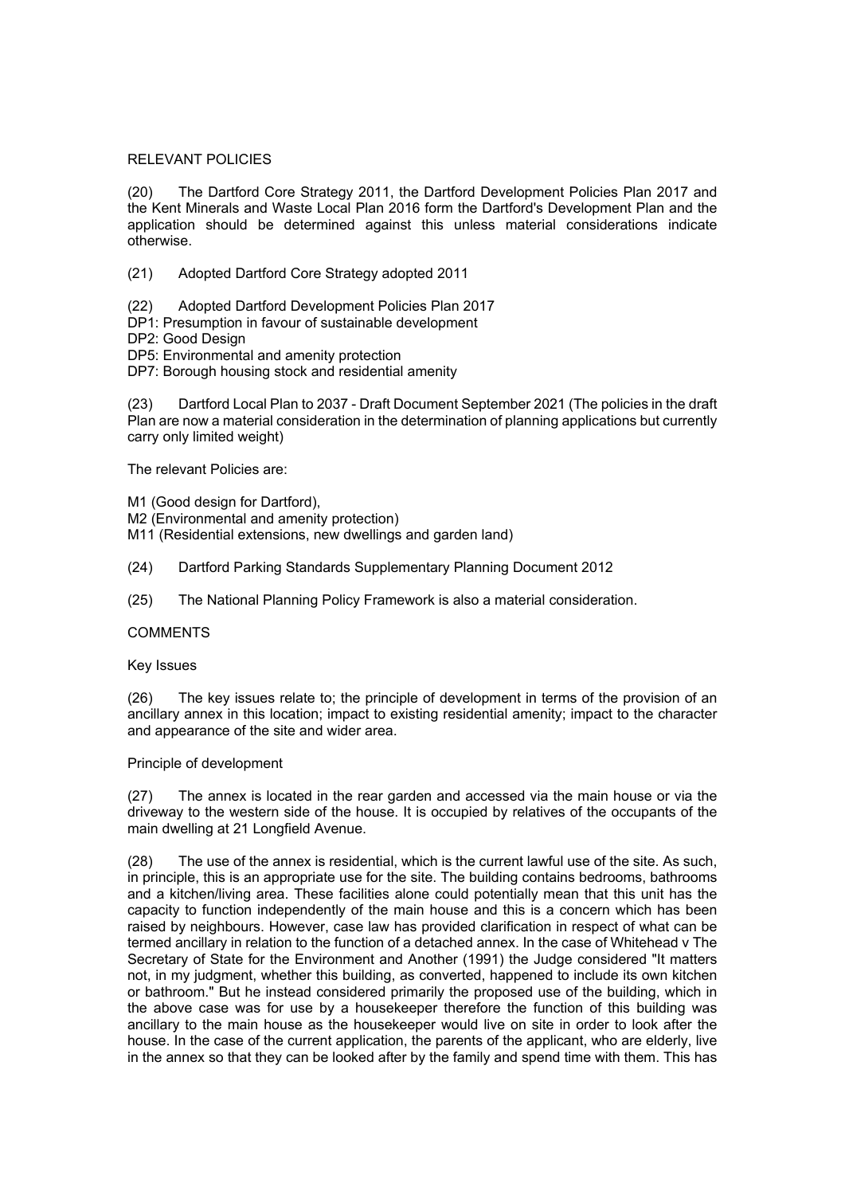RELEVANT POLICIES

(20) The Dartford Core Strategy 2011, the Dartford Development Policies Plan 2017 and the Kent Minerals and Waste Local Plan 2016 form the Dartford's Development Plan and the application should be determined against this unless material considerations indicate otherwise.

(21) Adopted Dartford Core Strategy adopted 2011

(22) Adopted Dartford Development Policies Plan 2017
DP1: Presumption in favour of sustainable development
DP2: Good Design
DP5: Environmental and amenity protection
DP7: Borough housing stock and residential amenity

(23) Dartford Local Plan to 2037 - Draft Document September 2021 (The policies in the draft Plan are now a material consideration in the determination of planning applications but currently carry only limited weight)

The relevant Policies are:

M1 (Good design for Dartford),
M2 (Environmental and amenity protection)
M11 (Residential extensions, new dwellings and garden land)

(24) Dartford Parking Standards Supplementary Planning Document 2012

(25) The National Planning Policy Framework is also a material consideration.

COMMENTS

Key Issues

(26) The key issues relate to; the principle of development in terms of the provision of an ancillary annex in this location; impact to existing residential amenity; impact to the character and appearance of the site and wider area.

Principle of development

(27) The annex is located in the rear garden and accessed via the main house or via the driveway to the western side of the house. It is occupied by relatives of the occupants of the main dwelling at 21 Longfield Avenue.

(28) The use of the annex is residential, which is the current lawful use of the site. As such, in principle, this is an appropriate use for the site. The building contains bedrooms, bathrooms and a kitchen/living area. These facilities alone could potentially mean that this unit has the capacity to function independently of the main house and this is a concern which has been raised by neighbours. However, case law has provided clarification in respect of what can be termed ancillary in relation to the function of a detached annex. In the case of Whitehead v The Secretary of State for the Environment and Another (1991) the Judge considered "It matters not, in my judgment, whether this building, as converted, happened to include its own kitchen or bathroom." But he instead considered primarily the proposed use of the building, which in the above case was for use by a housekeeper therefore the function of this building was ancillary to the main house as the housekeeper would live on site in order to look after the house. In the case of the current application, the parents of the applicant, who are elderly, live in the annex so that they can be looked after by the family and spend time with them. This has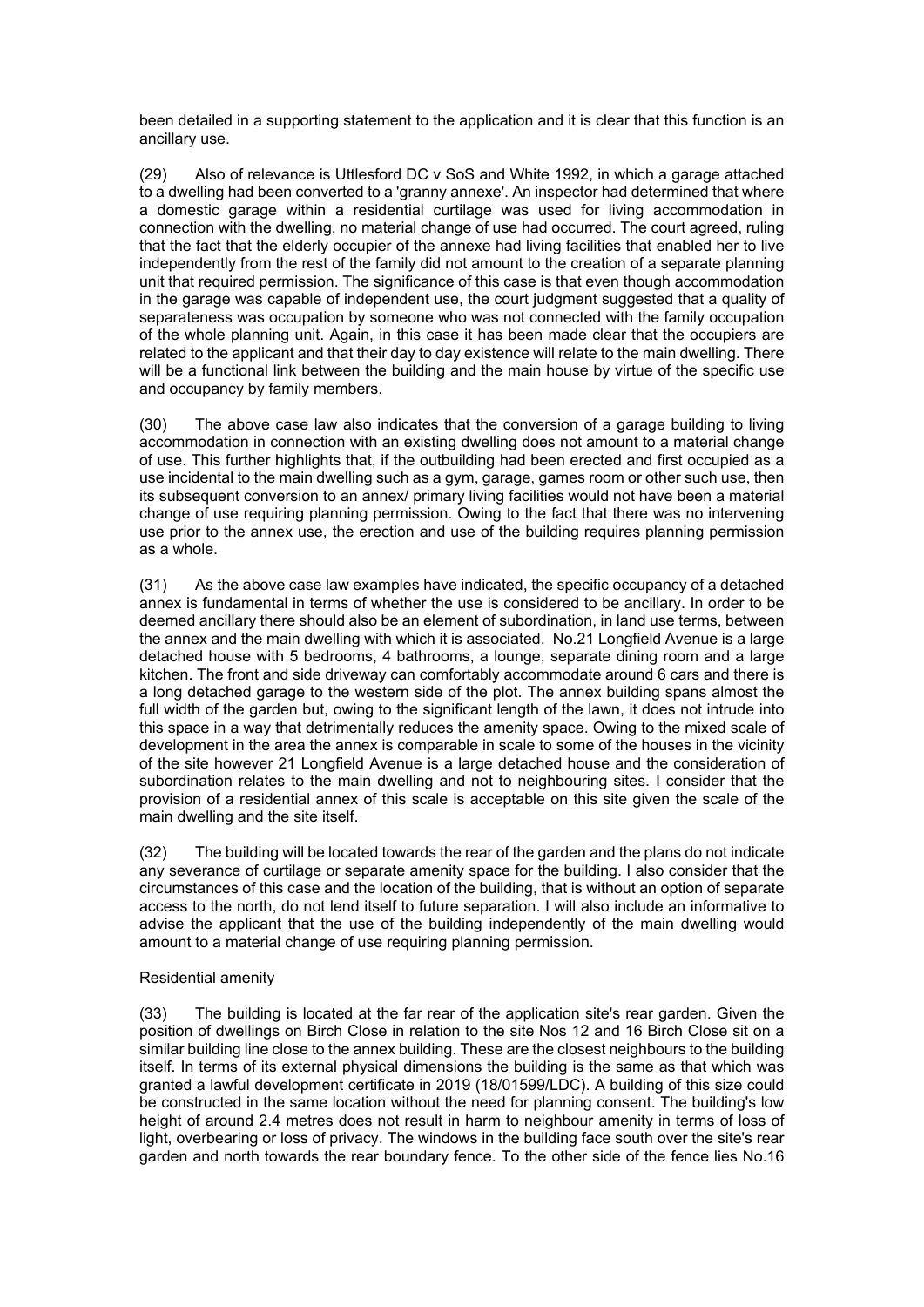been detailed in a supporting statement to the application and it is clear that this function is an ancillary use.

(29) Also of relevance is Uttlesford DC v SoS and White 1992, in which a garage attached to a dwelling had been converted to a 'granny annexe'. An inspector had determined that where a domestic garage within a residential curtilage was used for living accommodation in connection with the dwelling, no material change of use had occurred. The court agreed, ruling that the fact that the elderly occupier of the annexe had living facilities that enabled her to live independently from the rest of the family did not amount to the creation of a separate planning unit that required permission. The significance of this case is that even though accommodation in the garage was capable of independent use, the court judgment suggested that a quality of separateness was occupation by someone who was not connected with the family occupation of the whole planning unit. Again, in this case it has been made clear that the occupiers are related to the applicant and that their day to day existence will relate to the main dwelling. There will be a functional link between the building and the main house by virtue of the specific use and occupancy by family members.

(30) The above case law also indicates that the conversion of a garage building to living accommodation in connection with an existing dwelling does not amount to a material change of use. This further highlights that, if the outbuilding had been erected and first occupied as a use incidental to the main dwelling such as a gym, garage, games room or other such use, then its subsequent conversion to an annex/ primary living facilities would not have been a material change of use requiring planning permission. Owing to the fact that there was no intervening use prior to the annex use, the erection and use of the building requires planning permission as a whole.

(31) As the above case law examples have indicated, the specific occupancy of a detached annex is fundamental in terms of whether the use is considered to be ancillary. In order to be deemed ancillary there should also be an element of subordination, in land use terms, between the annex and the main dwelling with which it is associated. No.21 Longfield Avenue is a large detached house with 5 bedrooms, 4 bathrooms, a lounge, separate dining room and a large kitchen. The front and side driveway can comfortably accommodate around 6 cars and there is a long detached garage to the western side of the plot. The annex building spans almost the full width of the garden but, owing to the significant length of the lawn, it does not intrude into this space in a way that detrimentally reduces the amenity space. Owing to the mixed scale of development in the area the annex is comparable in scale to some of the houses in the vicinity of the site however 21 Longfield Avenue is a large detached house and the consideration of subordination relates to the main dwelling and not to neighbouring sites. I consider that the provision of a residential annex of this scale is acceptable on this site given the scale of the main dwelling and the site itself.

(32) The building will be located towards the rear of the garden and the plans do not indicate any severance of curtilage or separate amenity space for the building. I also consider that the circumstances of this case and the location of the building, that is without an option of separate access to the north, do not lend itself to future separation. I will also include an informative to advise the applicant that the use of the building independently of the main dwelling would amount to a material change of use requiring planning permission.

Residential amenity

(33) The building is located at the far rear of the application site's rear garden. Given the position of dwellings on Birch Close in relation to the site Nos 12 and 16 Birch Close sit on a similar building line close to the annex building. These are the closest neighbours to the building itself. In terms of its external physical dimensions the building is the same as that which was granted a lawful development certificate in 2019 (18/01599/LDC). A building of this size could be constructed in the same location without the need for planning consent. The building's low height of around 2.4 metres does not result in harm to neighbour amenity in terms of loss of light, overbearing or loss of privacy. The windows in the building face south over the site's rear garden and north towards the rear boundary fence. To the other side of the fence lies No.16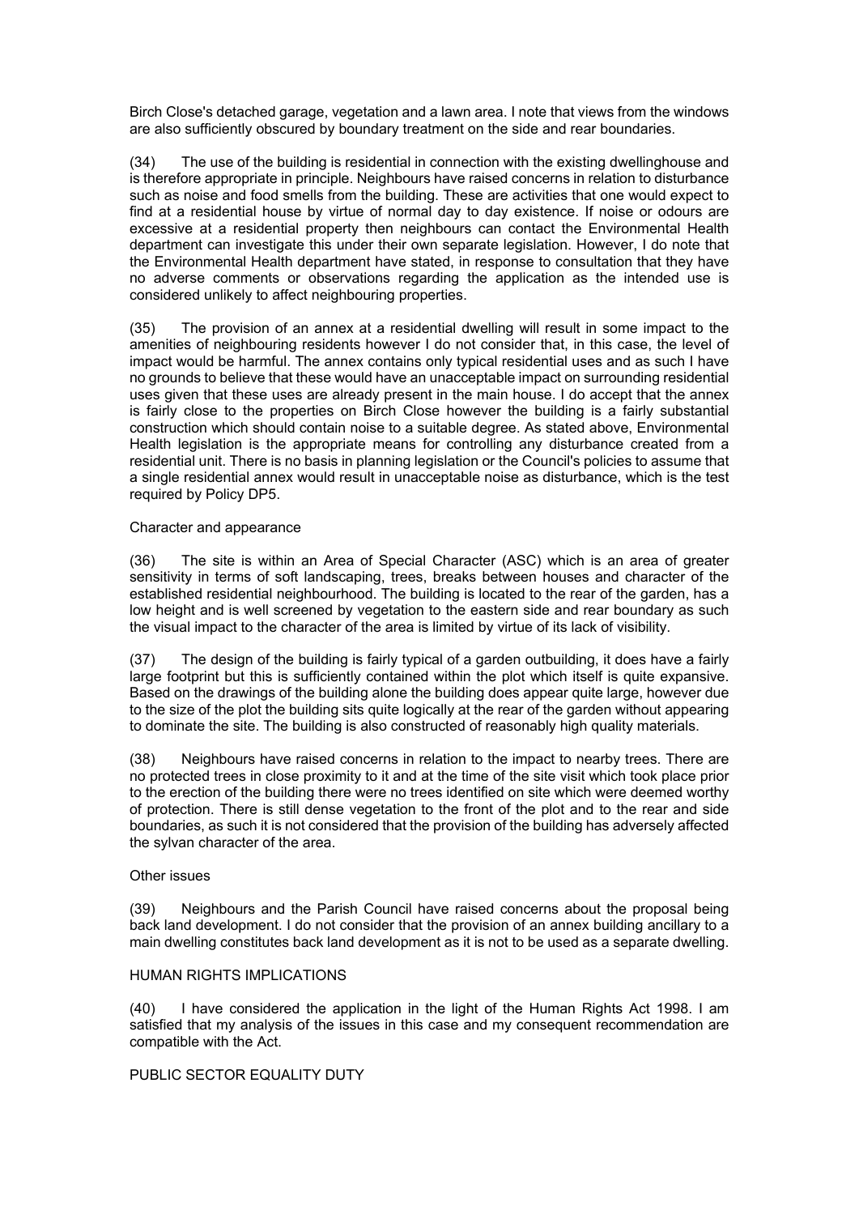Birch Close's detached garage, vegetation and a lawn area. I note that views from the windows are also sufficiently obscured by boundary treatment on the side and rear boundaries.

(34) The use of the building is residential in connection with the existing dwellinghouse and is therefore appropriate in principle. Neighbours have raised concerns in relation to disturbance such as noise and food smells from the building. These are activities that one would expect to find at a residential house by virtue of normal day to day existence. If noise or odours are excessive at a residential property then neighbours can contact the Environmental Health department can investigate this under their own separate legislation. However, I do note that the Environmental Health department have stated, in response to consultation that they have no adverse comments or observations regarding the application as the intended use is considered unlikely to affect neighbouring properties.

(35) The provision of an annex at a residential dwelling will result in some impact to the amenities of neighbouring residents however I do not consider that, in this case, the level of impact would be harmful. The annex contains only typical residential uses and as such I have no grounds to believe that these would have an unacceptable impact on surrounding residential uses given that these uses are already present in the main house. I do accept that the annex is fairly close to the properties on Birch Close however the building is a fairly substantial construction which should contain noise to a suitable degree. As stated above, Environmental Health legislation is the appropriate means for controlling any disturbance created from a residential unit. There is no basis in planning legislation or the Council's policies to assume that a single residential annex would result in unacceptable noise as disturbance, which is the test required by Policy DP5.

Character and appearance

(36) The site is within an Area of Special Character (ASC) which is an area of greater sensitivity in terms of soft landscaping, trees, breaks between houses and character of the established residential neighbourhood. The building is located to the rear of the garden, has a low height and is well screened by vegetation to the eastern side and rear boundary as such the visual impact to the character of the area is limited by virtue of its lack of visibility.

(37) The design of the building is fairly typical of a garden outbuilding, it does have a fairly large footprint but this is sufficiently contained within the plot which itself is quite expansive. Based on the drawings of the building alone the building does appear quite large, however due to the size of the plot the building sits quite logically at the rear of the garden without appearing to dominate the site. The building is also constructed of reasonably high quality materials.

(38) Neighbours have raised concerns in relation to the impact to nearby trees. There are no protected trees in close proximity to it and at the time of the site visit which took place prior to the erection of the building there were no trees identified on site which were deemed worthy of protection. There is still dense vegetation to the front of the plot and to the rear and side boundaries, as such it is not considered that the provision of the building has adversely affected the sylvan character of the area.

Other issues

(39) Neighbours and the Parish Council have raised concerns about the proposal being back land development. I do not consider that the provision of an annex building ancillary to a main dwelling constitutes back land development as it is not to be used as a separate dwelling.

HUMAN RIGHTS IMPLICATIONS

(40) I have considered the application in the light of the Human Rights Act 1998. I am satisfied that my analysis of the issues in this case and my consequent recommendation are compatible with the Act.

PUBLIC SECTOR EQUALITY DUTY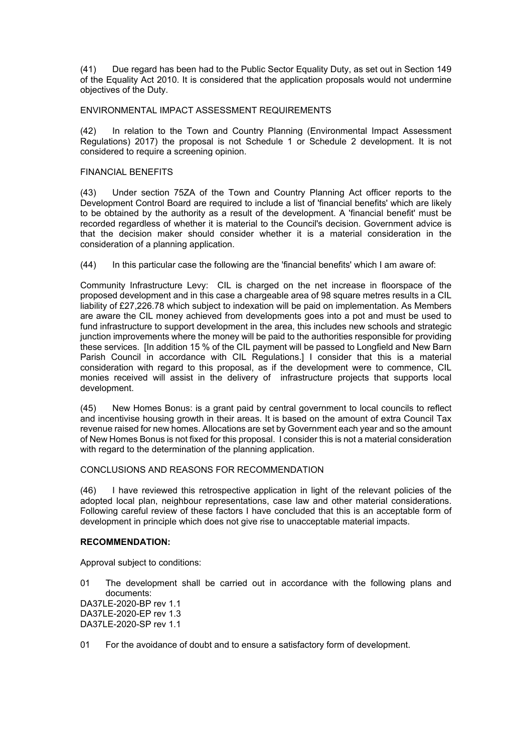(41) Due regard has been had to the Public Sector Equality Duty, as set out in Section 149 of the Equality Act 2010. It is considered that the application proposals would not undermine objectives of the Duty.

ENVIRONMENTAL IMPACT ASSESSMENT REQUIREMENTS

(42) In relation to the Town and Country Planning (Environmental Impact Assessment Regulations) 2017) the proposal is not Schedule 1 or Schedule 2 development. It is not considered to require a screening opinion.

FINANCIAL BENEFITS

(43) Under section 75ZA of the Town and Country Planning Act officer reports to the Development Control Board are required to include a list of 'financial benefits' which are likely to be obtained by the authority as a result of the development. A 'financial benefit' must be recorded regardless of whether it is material to the Council's decision. Government advice is that the decision maker should consider whether it is a material consideration in the consideration of a planning application.

(44) In this particular case the following are the 'financial benefits' which I am aware of:

Community Infrastructure Levy: CIL is charged on the net increase in floorspace of the proposed development and in this case a chargeable area of 98 square metres results in a CIL liability of £27,226.78 which subject to indexation will be paid on implementation. As Members are aware the CIL money achieved from developments goes into a pot and must be used to fund infrastructure to support development in the area, this includes new schools and strategic junction improvements where the money will be paid to the authorities responsible for providing these services. [In addition 15 % of the CIL payment will be passed to Longfield and New Barn Parish Council in accordance with CIL Regulations.] I consider that this is a material consideration with regard to this proposal, as if the development were to commence, CIL monies received will assist in the delivery of infrastructure projects that supports local development.

(45) New Homes Bonus: is a grant paid by central government to local councils to reflect and incentivise housing growth in their areas. It is based on the amount of extra Council Tax revenue raised for new homes. Allocations are set by Government each year and so the amount of New Homes Bonus is not fixed for this proposal. I consider this is not a material consideration with regard to the determination of the planning application.

CONCLUSIONS AND REASONS FOR RECOMMENDATION

(46) I have reviewed this retrospective application in light of the relevant policies of the adopted local plan, neighbour representations, case law and other material considerations. Following careful review of these factors I have concluded that this is an acceptable form of development in principle which does not give rise to unacceptable material impacts.

**RECOMMENDATION:**

Approval subject to conditions:

01 The development shall be carried out in accordance with the following plans and documents:
DA37LE-2020-BP rev 1.1
DA37LE-2020-EP rev 1.3
DA37LE-2020-SP rev 1.1

01 For the avoidance of doubt and to ensure a satisfactory form of development.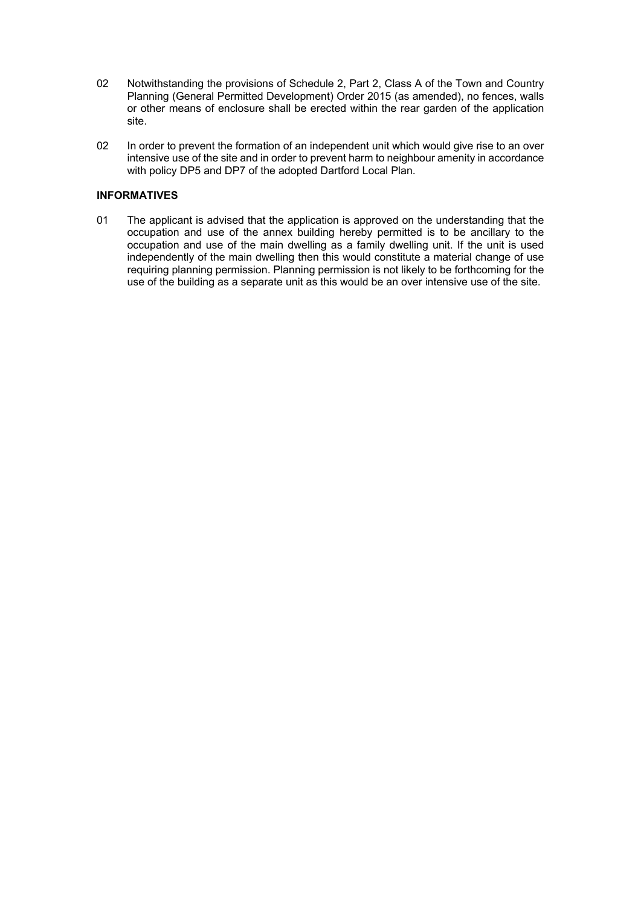02 Notwithstanding the provisions of Schedule 2, Part 2, Class A of the Town and Country Planning (General Permitted Development) Order 2015 (as amended), no fences, walls or other means of enclosure shall be erected within the rear garden of the application site.

02 In order to prevent the formation of an independent unit which would give rise to an over intensive use of the site and in order to prevent harm to neighbour amenity in accordance with policy DP5 and DP7 of the adopted Dartford Local Plan.

**INFORMATIVES**

01 The applicant is advised that the application is approved on the understanding that the occupation and use of the annex building hereby permitted is to be ancillary to the occupation and use of the main dwelling as a family dwelling unit. If the unit is used independently of the main dwelling then this would constitute a material change of use requiring planning permission. Planning permission is not likely to be forthcoming for the use of the building as a separate unit as this would be an over intensive use of the site.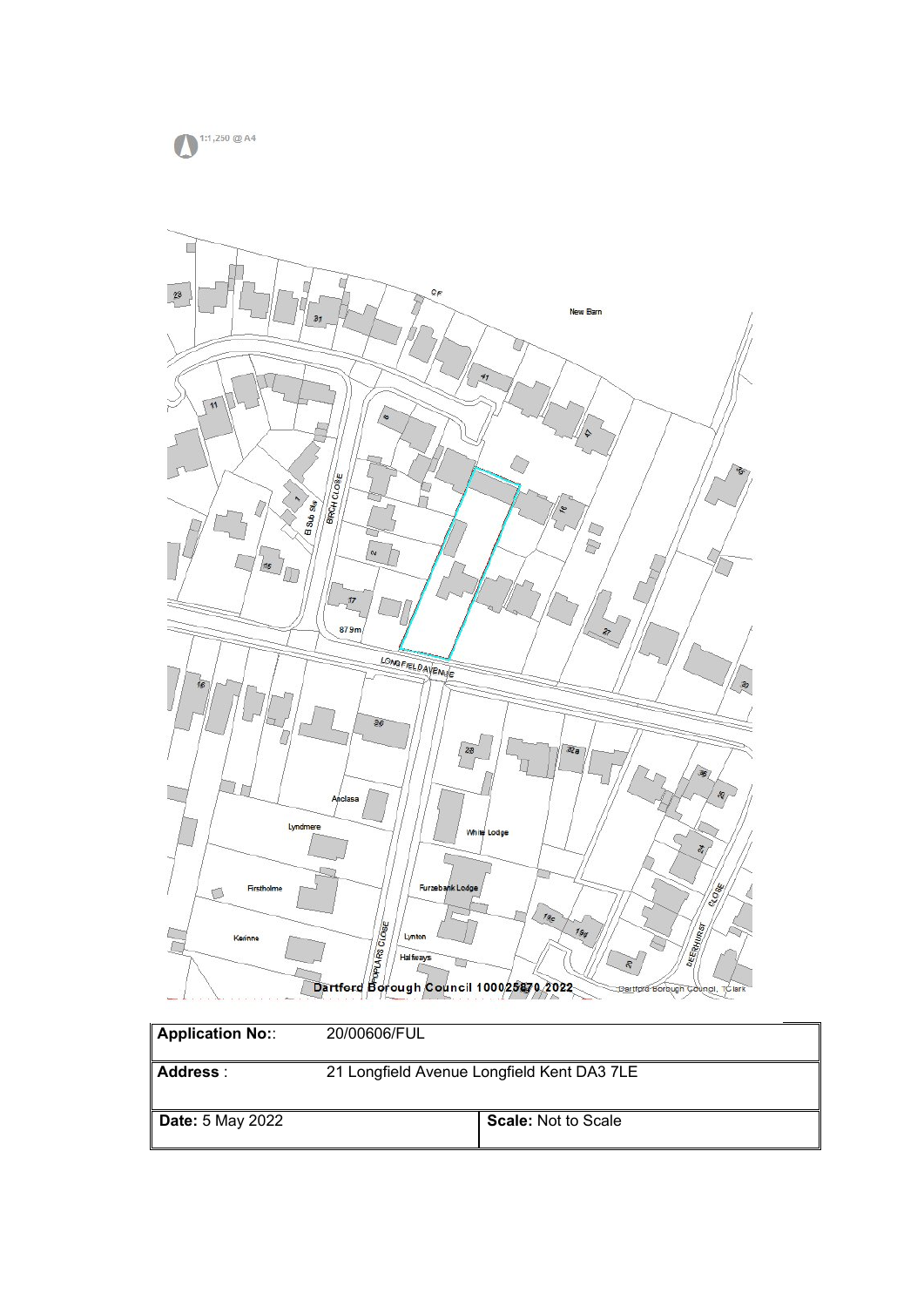1:1,250 @ A4

Dartford Borough Council 100025870 2022

| Application No:: | 20/00606/FUL |
|---|---|
| **Address** : | 21 Longfield Avenue Longfield Kent DA3 7LE |
| **Date:** 5 May 2022 | **Scale:** Not to Scale |